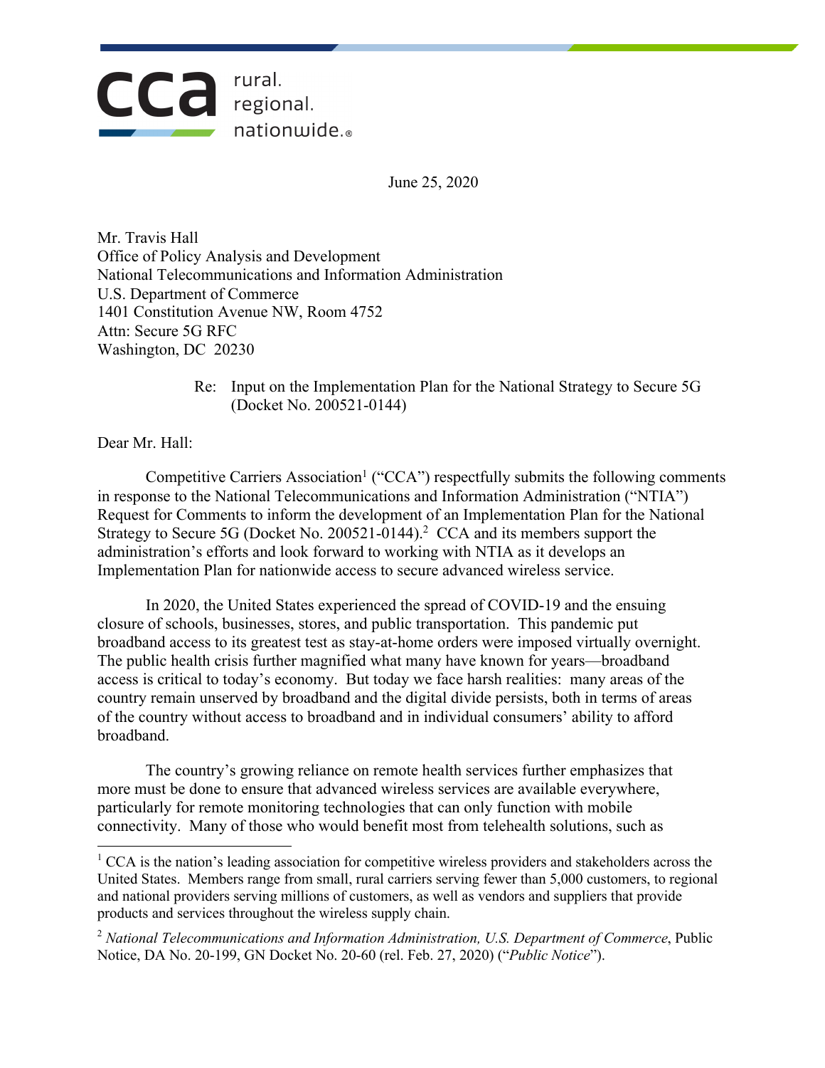cca rural. regional. nationwide.®

June 25, 2020

Mr. Travis Hall
Office of Policy Analysis and Development
National Telecommunications and Information Administration
U.S. Department of Commerce
1401 Constitution Avenue NW, Room 4752
Attn: Secure 5G RFC
Washington, DC 20230

Re: Input on the Implementation Plan for the National Strategy to Secure 5G (Docket No. 200521-0144)

Dear Mr. Hall:

Competitive Carriers Association[1] ("CCA") respectfully submits the following comments in response to the National Telecommunications and Information Administration ("NTIA") Request for Comments to inform the development of an Implementation Plan for the National Strategy to Secure 5G (Docket No. 200521-0144).[2] CCA and its members support the administration's efforts and look forward to working with NTIA as it develops an Implementation Plan for nationwide access to secure advanced wireless service.

In 2020, the United States experienced the spread of COVID-19 and the ensuing closure of schools, businesses, stores, and public transportation. This pandemic put broadband access to its greatest test as stay-at-home orders were imposed virtually overnight. The public health crisis further magnified what many have known for years—broadband access is critical to today's economy. But today we face harsh realities: many areas of the country remain unserved by broadband and the digital divide persists, both in terms of areas of the country without access to broadband and in individual consumers' ability to afford broadband.

The country's growing reliance on remote health services further emphasizes that more must be done to ensure that advanced wireless services are available everywhere, particularly for remote monitoring technologies that can only function with mobile connectivity. Many of those who would benefit most from telehealth solutions, such as

[1] CCA is the nation's leading association for competitive wireless providers and stakeholders across the United States. Members range from small, rural carriers serving fewer than 5,000 customers, to regional and national providers serving millions of customers, as well as vendors and suppliers that provide products and services throughout the wireless supply chain.

[2] *National Telecommunications and Information Administration, U.S. Department of Commerce*, Public Notice, DA No. 20-199, GN Docket No. 20-60 (rel. Feb. 27, 2020) ("*Public Notice*").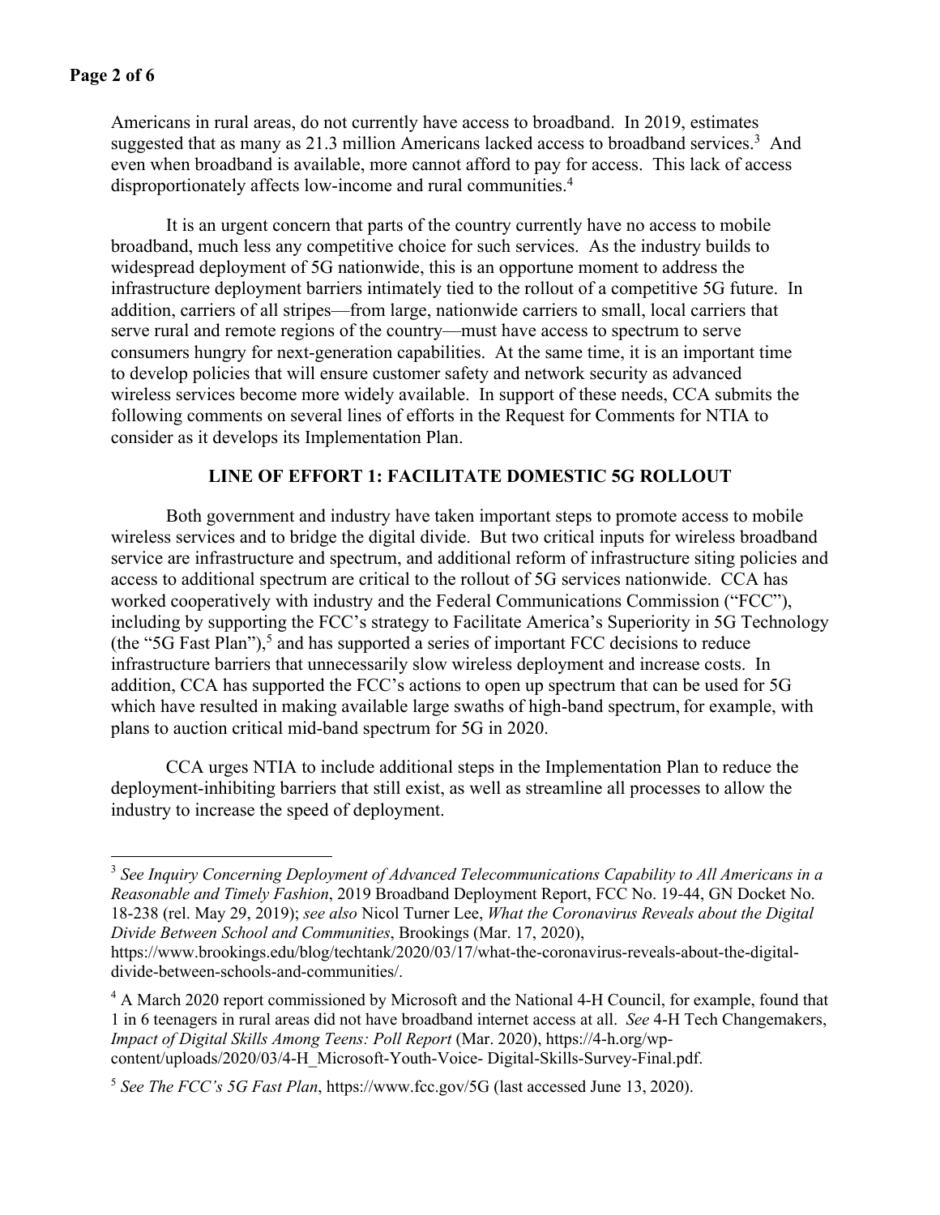Americans in rural areas, do not currently have access to broadband. In 2019, estimates suggested that as many as 21.3 million Americans lacked access to broadband services.[3] And even when broadband is available, more cannot afford to pay for access. This lack of access disproportionately affects low-income and rural communities.[4]

It is an urgent concern that parts of the country currently have no access to mobile broadband, much less any competitive choice for such services. As the industry builds to widespread deployment of 5G nationwide, this is an opportune moment to address the infrastructure deployment barriers intimately tied to the rollout of a competitive 5G future. In addition, carriers of all stripes—from large, nationwide carriers to small, local carriers that serve rural and remote regions of the country—must have access to spectrum to serve consumers hungry for next-generation capabilities. At the same time, it is an important time to develop policies that will ensure customer safety and network security as advanced wireless services become more widely available. In support of these needs, CCA submits the following comments on several lines of efforts in the Request for Comments for NTIA to consider as it develops its Implementation Plan.

## LINE OF EFFORT 1: FACILITATE DOMESTIC 5G ROLLOUT

Both government and industry have taken important steps to promote access to mobile wireless services and to bridge the digital divide. But two critical inputs for wireless broadband service are infrastructure and spectrum, and additional reform of infrastructure siting policies and access to additional spectrum are critical to the rollout of 5G services nationwide. CCA has worked cooperatively with industry and the Federal Communications Commission ("FCC"), including by supporting the FCC's strategy to Facilitate America's Superiority in 5G Technology (the "5G Fast Plan"),[5] and has supported a series of important FCC decisions to reduce infrastructure barriers that unnecessarily slow wireless deployment and increase costs. In addition, CCA has supported the FCC's actions to open up spectrum that can be used for 5G which have resulted in making available large swaths of high-band spectrum, for example, with plans to auction critical mid-band spectrum for 5G in 2020.

CCA urges NTIA to include additional steps in the Implementation Plan to reduce the deployment-inhibiting barriers that still exist, as well as streamline all processes to allow the industry to increase the speed of deployment.

---

[3] *See Inquiry Concerning Deployment of Advanced Telecommunications Capability to All Americans in a Reasonable and Timely Fashion*, 2019 Broadband Deployment Report, FCC No. 19-44, GN Docket No. 18-238 (rel. May 29, 2019); *see also* Nicol Turner Lee, *What the Coronavirus Reveals about the Digital Divide Between School and Communities*, Brookings (Mar. 17, 2020), https://www.brookings.edu/blog/techtank/2020/03/17/what-the-coronavirus-reveals-about-the-digital-divide-between-schools-and-communities/.

[4] A March 2020 report commissioned by Microsoft and the National 4-H Council, for example, found that 1 in 6 teenagers in rural areas did not have broadband internet access at all. *See* 4-H Tech Changemakers, *Impact of Digital Skills Among Teens: Poll Report* (Mar. 2020), https://4-h.org/wp-content/uploads/2020/03/4-H_Microsoft-Youth-Voice- Digital-Skills-Survey-Final.pdf.

[5] *See The FCC's 5G Fast Plan*, https://www.fcc.gov/5G (last accessed June 13, 2020).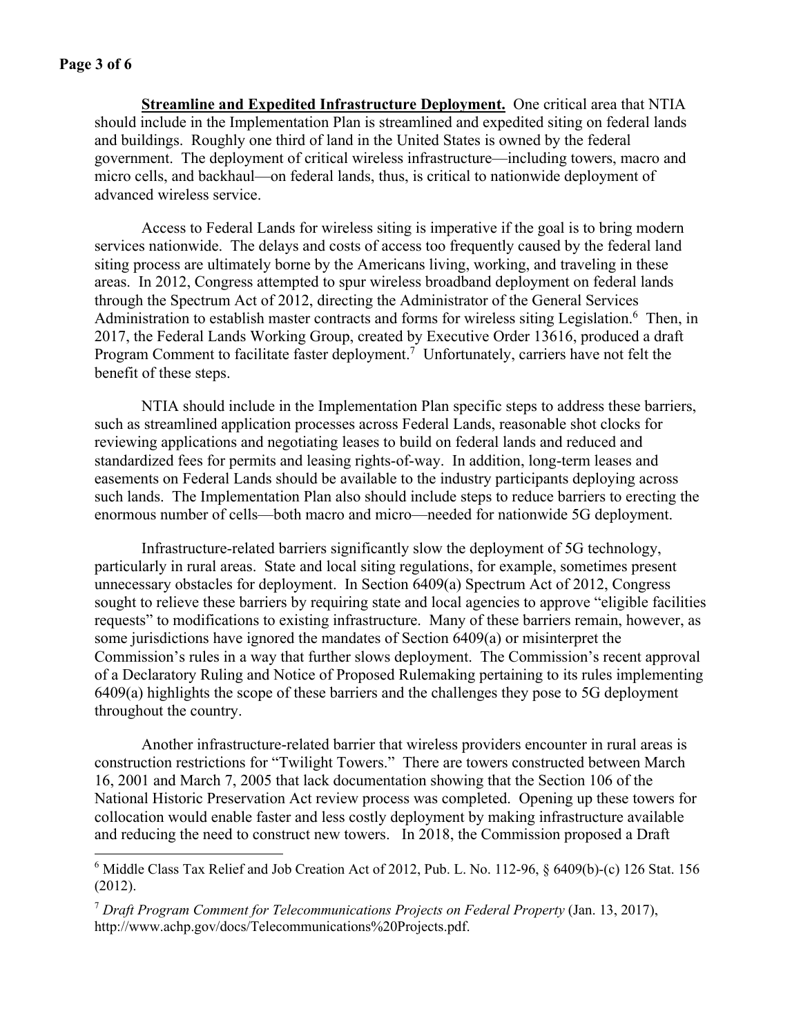**Streamline and Expedited Infrastructure Deployment.** One critical area that NTIA should include in the Implementation Plan is streamlined and expedited siting on federal lands and buildings. Roughly one third of land in the United States is owned by the federal government. The deployment of critical wireless infrastructure—including towers, macro and micro cells, and backhaul—on federal lands, thus, is critical to nationwide deployment of advanced wireless service.

Access to Federal Lands for wireless siting is imperative if the goal is to bring modern services nationwide. The delays and costs of access too frequently caused by the federal land siting process are ultimately borne by the Americans living, working, and traveling in these areas. In 2012, Congress attempted to spur wireless broadband deployment on federal lands through the Spectrum Act of 2012, directing the Administrator of the General Services Administration to establish master contracts and forms for wireless siting Legislation.[6] Then, in 2017, the Federal Lands Working Group, created by Executive Order 13616, produced a draft Program Comment to facilitate faster deployment.[7] Unfortunately, carriers have not felt the benefit of these steps.

NTIA should include in the Implementation Plan specific steps to address these barriers, such as streamlined application processes across Federal Lands, reasonable shot clocks for reviewing applications and negotiating leases to build on federal lands and reduced and standardized fees for permits and leasing rights-of-way. In addition, long-term leases and easements on Federal Lands should be available to the industry participants deploying across such lands. The Implementation Plan also should include steps to reduce barriers to erecting the enormous number of cells—both macro and micro—needed for nationwide 5G deployment.

Infrastructure-related barriers significantly slow the deployment of 5G technology, particularly in rural areas. State and local siting regulations, for example, sometimes present unnecessary obstacles for deployment. In Section 6409(a) Spectrum Act of 2012, Congress sought to relieve these barriers by requiring state and local agencies to approve "eligible facilities requests" to modifications to existing infrastructure. Many of these barriers remain, however, as some jurisdictions have ignored the mandates of Section 6409(a) or misinterpret the Commission's rules in a way that further slows deployment. The Commission's recent approval of a Declaratory Ruling and Notice of Proposed Rulemaking pertaining to its rules implementing 6409(a) highlights the scope of these barriers and the challenges they pose to 5G deployment throughout the country.

Another infrastructure-related barrier that wireless providers encounter in rural areas is construction restrictions for "Twilight Towers." There are towers constructed between March 16, 2001 and March 7, 2005 that lack documentation showing that the Section 106 of the National Historic Preservation Act review process was completed. Opening up these towers for collocation would enable faster and less costly deployment by making infrastructure available and reducing the need to construct new towers. In 2018, the Commission proposed a Draft

---

[6] Middle Class Tax Relief and Job Creation Act of 2012, Pub. L. No. 112-96, § 6409(b)-(c) 126 Stat. 156 (2012).

[7] *Draft Program Comment for Telecommunications Projects on Federal Property* (Jan. 13, 2017), http://www.achp.gov/docs/Telecommunications%20Projects.pdf.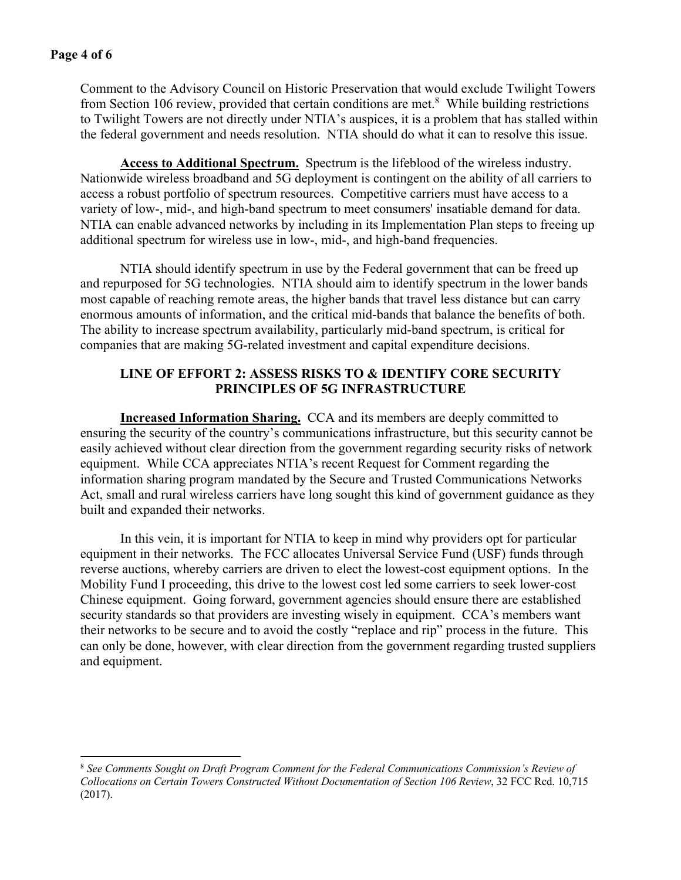Comment to the Advisory Council on Historic Preservation that would exclude Twilight Towers from Section 106 review, provided that certain conditions are met.[8] While building restrictions to Twilight Towers are not directly under NTIA's auspices, it is a problem that has stalled within the federal government and needs resolution. NTIA should do what it can to resolve this issue.

**Access to Additional Spectrum.** Spectrum is the lifeblood of the wireless industry. Nationwide wireless broadband and 5G deployment is contingent on the ability of all carriers to access a robust portfolio of spectrum resources. Competitive carriers must have access to a variety of low-, mid-, and high-band spectrum to meet consumers' insatiable demand for data. NTIA can enable advanced networks by including in its Implementation Plan steps to freeing up additional spectrum for wireless use in low-, mid-, and high-band frequencies.

NTIA should identify spectrum in use by the Federal government that can be freed up and repurposed for 5G technologies. NTIA should aim to identify spectrum in the lower bands most capable of reaching remote areas, the higher bands that travel less distance but can carry enormous amounts of information, and the critical mid-bands that balance the benefits of both. The ability to increase spectrum availability, particularly mid-band spectrum, is critical for companies that are making 5G-related investment and capital expenditure decisions.

## LINE OF EFFORT 2: ASSESS RISKS TO & IDENTIFY CORE SECURITY PRINCIPLES OF 5G INFRASTRUCTURE

**Increased Information Sharing.** CCA and its members are deeply committed to ensuring the security of the country's communications infrastructure, but this security cannot be easily achieved without clear direction from the government regarding security risks of network equipment. While CCA appreciates NTIA's recent Request for Comment regarding the information sharing program mandated by the Secure and Trusted Communications Networks Act, small and rural wireless carriers have long sought this kind of government guidance as they built and expanded their networks.

In this vein, it is important for NTIA to keep in mind why providers opt for particular equipment in their networks. The FCC allocates Universal Service Fund (USF) funds through reverse auctions, whereby carriers are driven to elect the lowest-cost equipment options. In the Mobility Fund I proceeding, this drive to the lowest cost led some carriers to seek lower-cost Chinese equipment. Going forward, government agencies should ensure there are established security standards so that providers are investing wisely in equipment. CCA's members want their networks to be secure and to avoid the costly "replace and rip" process in the future. This can only be done, however, with clear direction from the government regarding trusted suppliers and equipment.

---

[8] *See Comments Sought on Draft Program Comment for the Federal Communications Commission's Review of Collocations on Certain Towers Constructed Without Documentation of Section 106 Review*, 32 FCC Rcd. 10,715 (2017).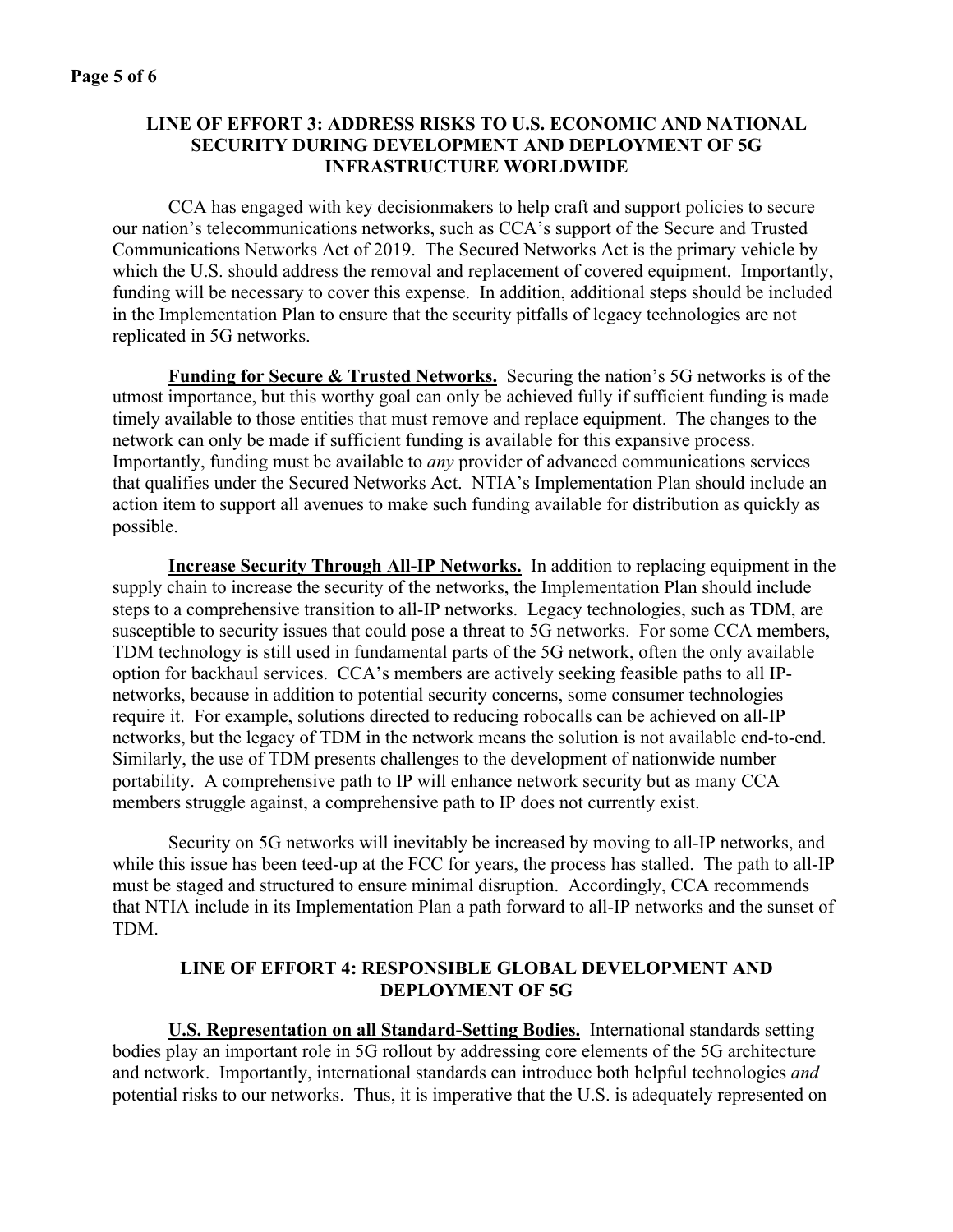## LINE OF EFFORT 3: ADDRESS RISKS TO U.S. ECONOMIC AND NATIONAL SECURITY DURING DEVELOPMENT AND DEPLOYMENT OF 5G INFRASTRUCTURE WORLDWIDE

CCA has engaged with key decisionmakers to help craft and support policies to secure our nation's telecommunications networks, such as CCA's support of the Secure and Trusted Communications Networks Act of 2019. The Secured Networks Act is the primary vehicle by which the U.S. should address the removal and replacement of covered equipment. Importantly, funding will be necessary to cover this expense. In addition, additional steps should be included in the Implementation Plan to ensure that the security pitfalls of legacy technologies are not replicated in 5G networks.

**Funding for Secure & Trusted Networks.** Securing the nation's 5G networks is of the utmost importance, but this worthy goal can only be achieved fully if sufficient funding is made timely available to those entities that must remove and replace equipment. The changes to the network can only be made if sufficient funding is available for this expansive process. Importantly, funding must be available to *any* provider of advanced communications services that qualifies under the Secured Networks Act. NTIA's Implementation Plan should include an action item to support all avenues to make such funding available for distribution as quickly as possible.

**Increase Security Through All-IP Networks.** In addition to replacing equipment in the supply chain to increase the security of the networks, the Implementation Plan should include steps to a comprehensive transition to all-IP networks. Legacy technologies, such as TDM, are susceptible to security issues that could pose a threat to 5G networks. For some CCA members, TDM technology is still used in fundamental parts of the 5G network, often the only available option for backhaul services. CCA's members are actively seeking feasible paths to all IP-networks, because in addition to potential security concerns, some consumer technologies require it. For example, solutions directed to reducing robocalls can be achieved on all-IP networks, but the legacy of TDM in the network means the solution is not available end-to-end. Similarly, the use of TDM presents challenges to the development of nationwide number portability. A comprehensive path to IP will enhance network security but as many CCA members struggle against, a comprehensive path to IP does not currently exist.

Security on 5G networks will inevitably be increased by moving to all-IP networks, and while this issue has been teed-up at the FCC for years, the process has stalled. The path to all-IP must be staged and structured to ensure minimal disruption. Accordingly, CCA recommends that NTIA include in its Implementation Plan a path forward to all-IP networks and the sunset of TDM.

## LINE OF EFFORT 4: RESPONSIBLE GLOBAL DEVELOPMENT AND DEPLOYMENT OF 5G

**U.S. Representation on all Standard-Setting Bodies.** International standards setting bodies play an important role in 5G rollout by addressing core elements of the 5G architecture and network. Importantly, international standards can introduce both helpful technologies *and* potential risks to our networks. Thus, it is imperative that the U.S. is adequately represented on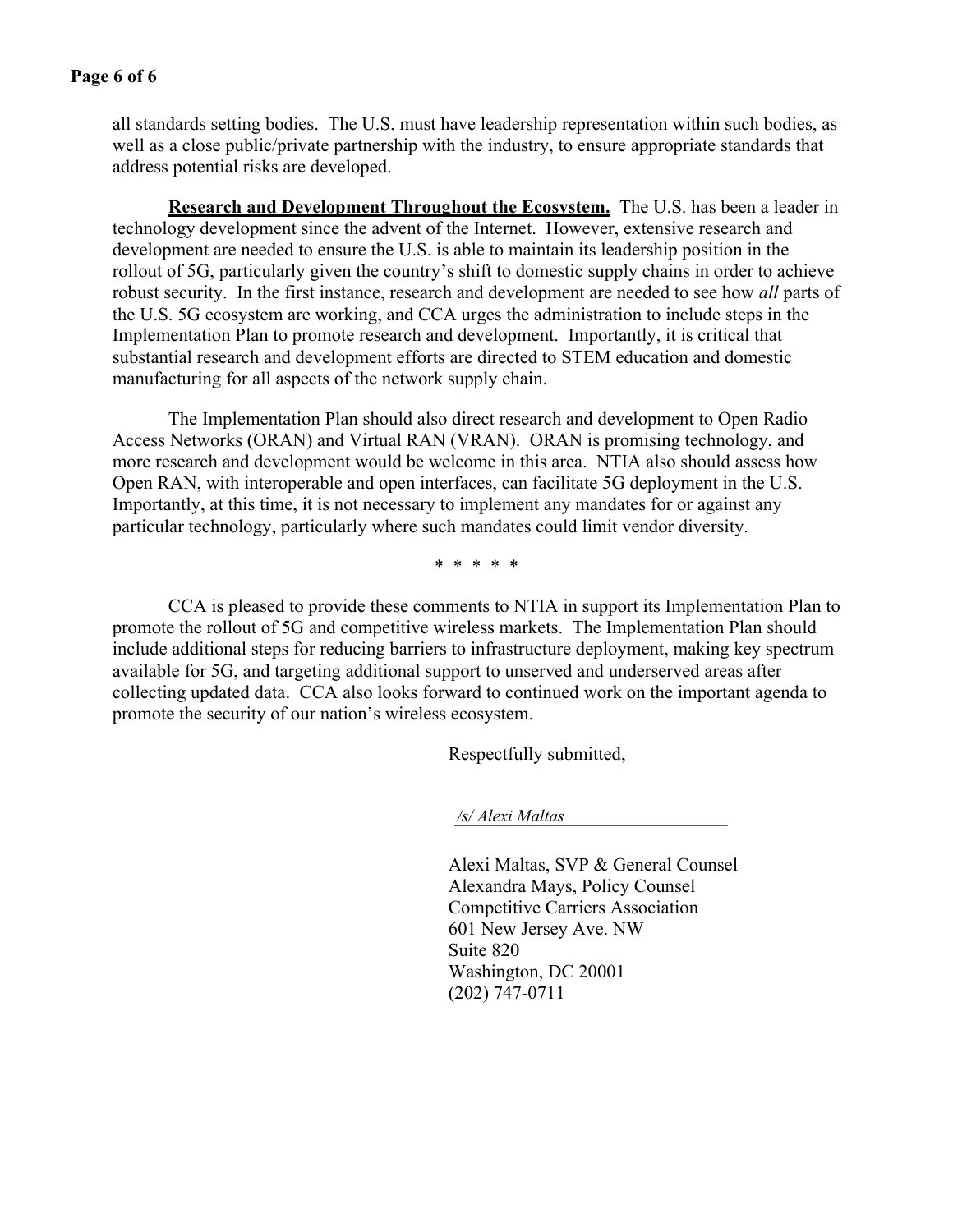all standards setting bodies. The U.S. must have leadership representation within such bodies, as well as a close public/private partnership with the industry, to ensure appropriate standards that address potential risks are developed.

**Research and Development Throughout the Ecosystem.** The U.S. has been a leader in technology development since the advent of the Internet. However, extensive research and development are needed to ensure the U.S. is able to maintain its leadership position in the rollout of 5G, particularly given the country's shift to domestic supply chains in order to achieve robust security. In the first instance, research and development are needed to see how *all* parts of the U.S. 5G ecosystem are working, and CCA urges the administration to include steps in the Implementation Plan to promote research and development. Importantly, it is critical that substantial research and development efforts are directed to STEM education and domestic manufacturing for all aspects of the network supply chain.

The Implementation Plan should also direct research and development to Open Radio Access Networks (ORAN) and Virtual RAN (VRAN). ORAN is promising technology, and more research and development would be welcome in this area. NTIA also should assess how Open RAN, with interoperable and open interfaces, can facilitate 5G deployment in the U.S. Importantly, at this time, it is not necessary to implement any mandates for or against any particular technology, particularly where such mandates could limit vendor diversity.

\* \* \* \* \*

CCA is pleased to provide these comments to NTIA in support its Implementation Plan to promote the rollout of 5G and competitive wireless markets. The Implementation Plan should include additional steps for reducing barriers to infrastructure deployment, making key spectrum available for 5G, and targeting additional support to unserved and underserved areas after collecting updated data. CCA also looks forward to continued work on the important agenda to promote the security of our nation's wireless ecosystem.

Respectfully submitted,

*/s/ Alexi Maltas*

Alexi Maltas, SVP & General Counsel
Alexandra Mays, Policy Counsel
Competitive Carriers Association
601 New Jersey Ave. NW
Suite 820
Washington, DC 20001
(202) 747-0711